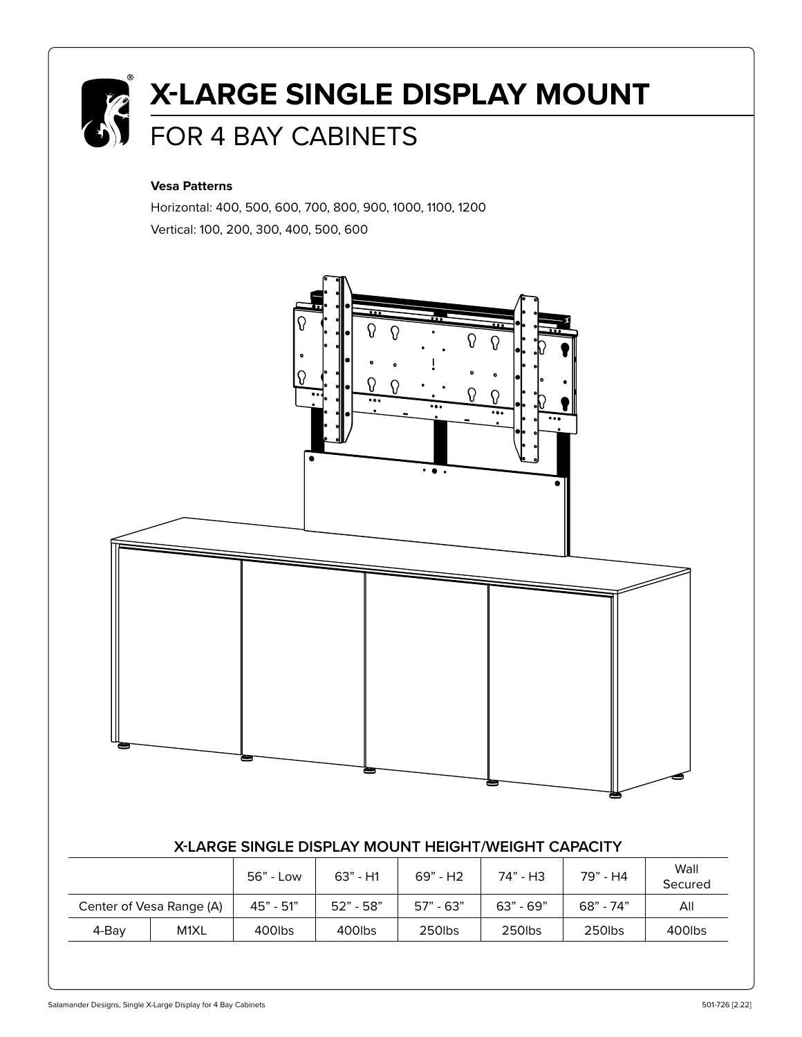# X-LARGE SINGLE DISPLAY MOUNT

## FOR 4 BAY CABINETS

**Vesa Patterns**

Horizontal: 400, 500, 600, 700, 800, 900, 1000, 1100, 1200

Vertical: 100, 200, 300, 400, 500, 600

### X-LARGE SINGLE DISPLAY MOUNT HEIGHT/WEIGHT CAPACITY

| | | 56" - Low | 63" - H1 | 69" - H2 | 74" - H3 | 79" - H4 | Wall Secured |
|---|---|---|---|---|---|---|---|
| Center of Vesa Range (A) | | 45" - 51" | 52" - 58" | 57" - 63" | 63" - 69" | 68" - 74" | All |
| 4-Bay | M1XL | 400lbs | 400lbs | 250lbs | 250lbs | 250lbs | 400lbs |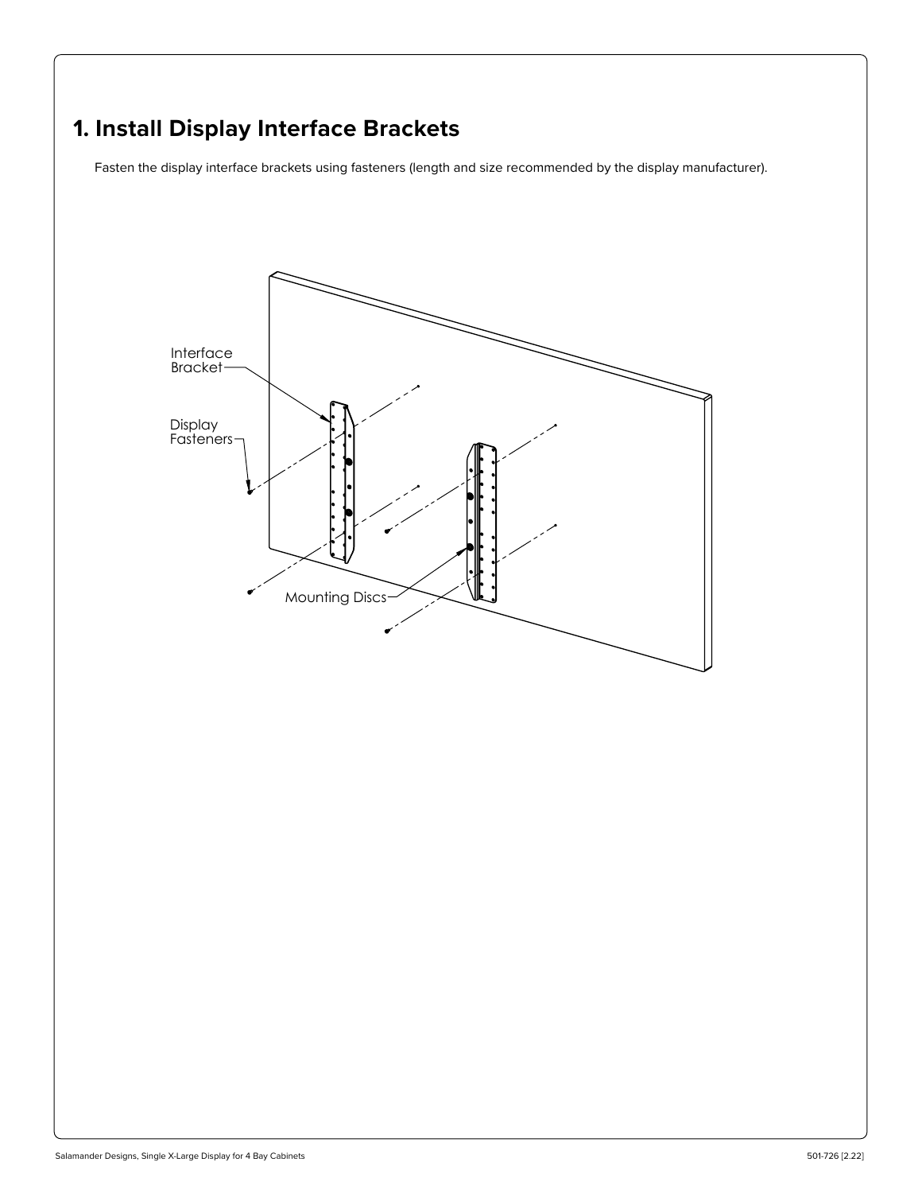# 1. Install Display Interface Brackets

Fasten the display interface brackets using fasteners (length and size recommended by the display manufacturer).

Interface Bracket

Display Fasteners

Mounting Discs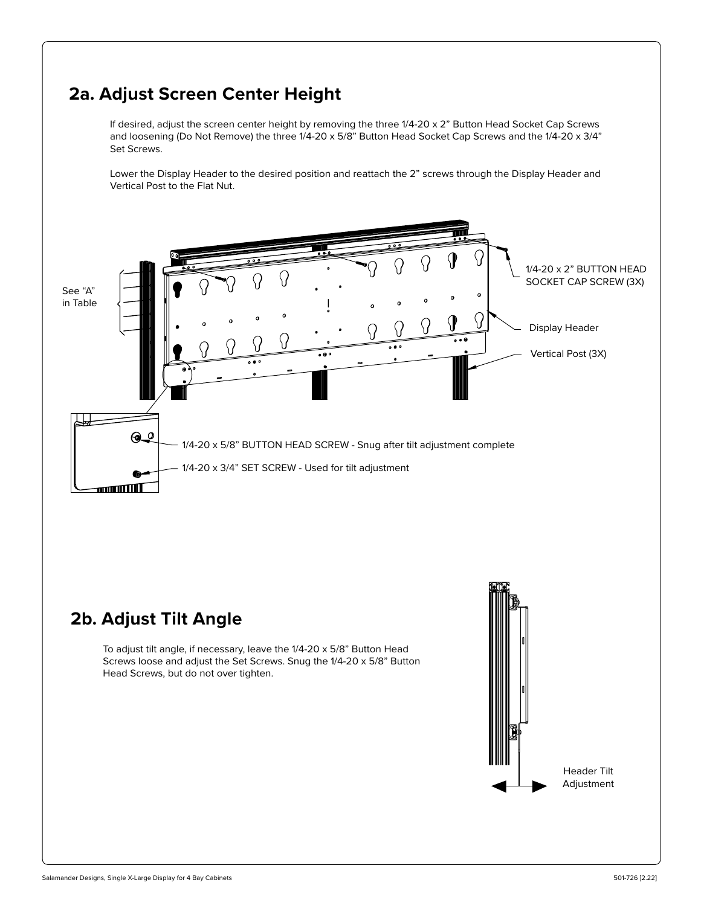## 2a. Adjust Screen Center Height

If desired, adjust the screen center height by removing the three 1/4-20 x 2" Button Head Socket Cap Screws and loosening (Do Not Remove) the three 1/4-20 x 5/8" Button Head Socket Cap Screws and the 1/4-20 x 3/4" Set Screws.

Lower the Display Header to the desired position and reattach the 2" screws through the Display Header and Vertical Post to the Flat Nut.

See "A" in Table

1/4-20 x 2" BUTTON HEAD SOCKET CAP SCREW (3X)

Display Header

Vertical Post (3X)

1/4-20 x 5/8" BUTTON HEAD SCREW - Snug after tilt adjustment complete

1/4-20 x 3/4" SET SCREW - Used for tilt adjustment

## 2b. Adjust Tilt Angle

To adjust tilt angle, if necessary, leave the 1/4-20 x 5/8" Button Head Screws loose and adjust the Set Screws. Snug the 1/4-20 x 5/8" Button Head Screws, but do not over tighten.

Header Tilt Adjustment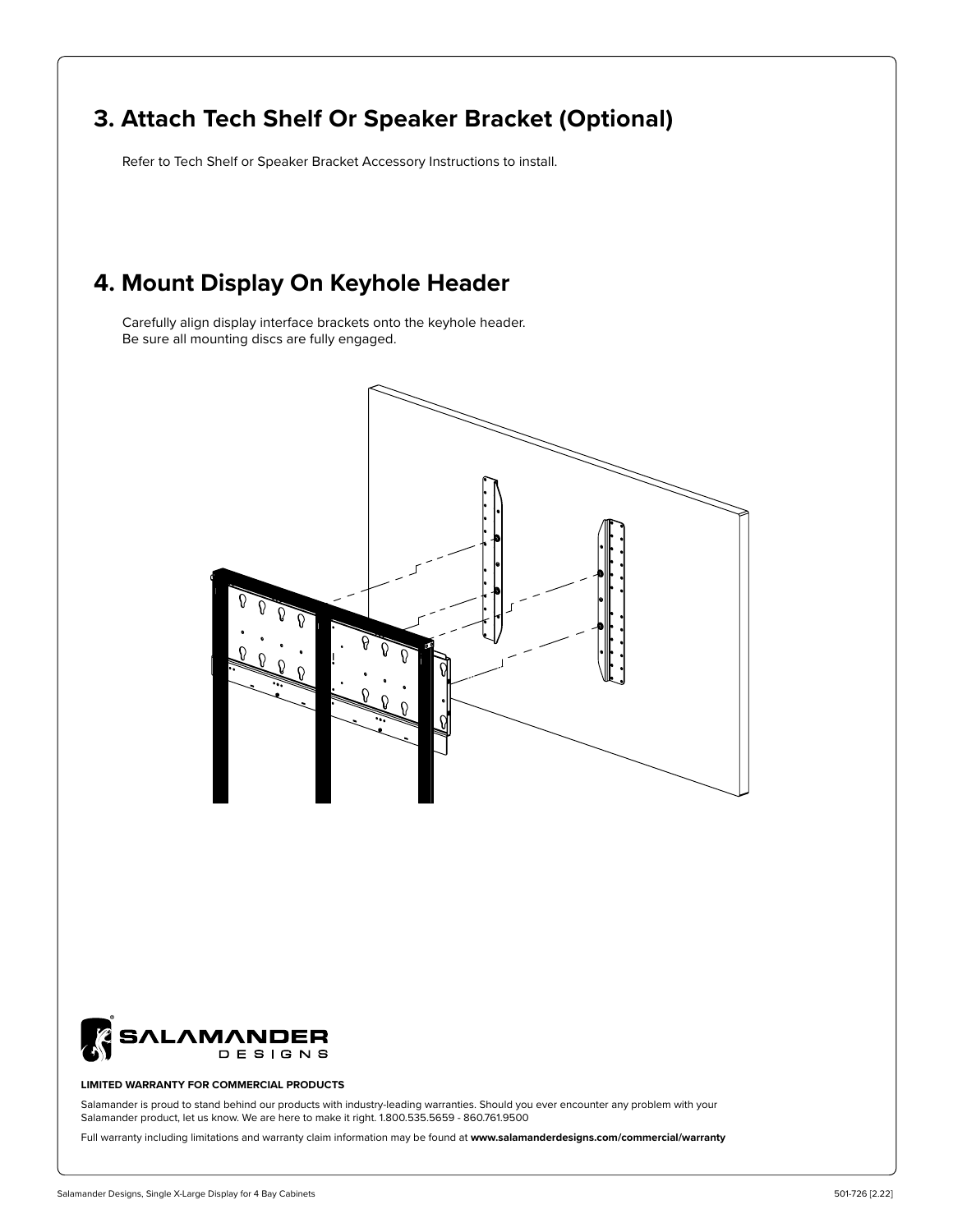## 3. Attach Tech Shelf Or Speaker Bracket (Optional)

Refer to Tech Shelf or Speaker Bracket Accessory Instructions to install.

## 4. Mount Display On Keyhole Header

Carefully align display interface brackets onto the keyhole header.
Be sure all mounting discs are fully engaged.

SALAMANDER DESIGNS

**LIMITED WARRANTY FOR COMMERCIAL PRODUCTS**

Salamander is proud to stand behind our products with industry-leading warranties. Should you ever encounter any problem with your Salamander product, let us know. We are here to make it right. 1.800.535.5659 - 860.761.9500

Full warranty including limitations and warranty claim information may be found at **www.salamanderdesigns.com/commercial/warranty**